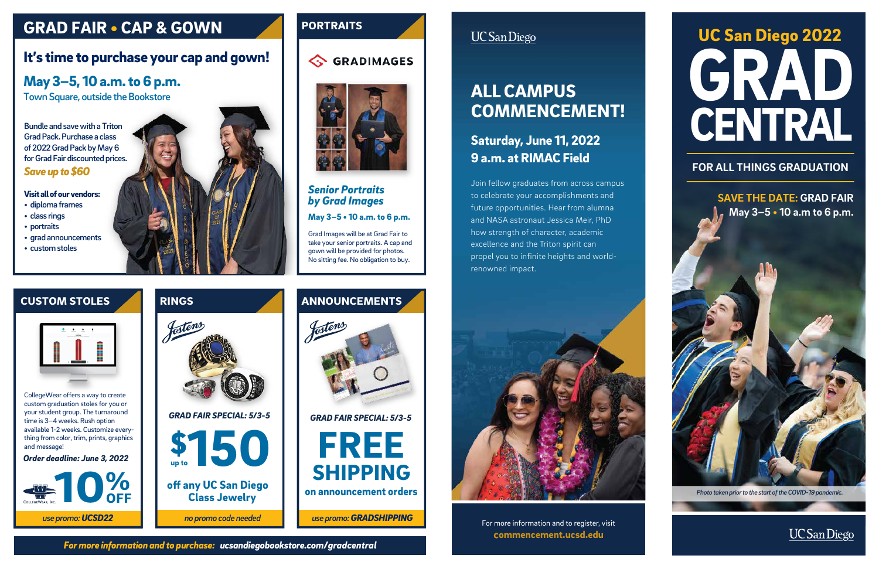## GRAD FAIR • CAP & GOWN

### It's time to purchase your cap and gown!

**May 3–5, 10 a.m. to 6 p.m.**
Town Square, outside the Bookstore

Bundle and save with a Triton Grad Pack. Purchase a class of 2022 Grad Pack by May 6 for Grad Fair discounted prices.

***Save up to $60***

**Visit all of our vendors:**

- diploma frames
- class rings
- portraits
- grad announcements
- custom stoles

## PORTRAITS

GRADIMAGES

***Senior Portraits by Grad Images***

**May 3–5 • 10 a.m. to 6 p.m.**

Grad Images will be at Grad Fair to take your senior portraits. A cap and gown will be provided for photos. No sitting fee. No obligation to buy.

## CUSTOM STOLES

CollegeWear offers a way to create custom graduation stoles for you or your student group. The turnaround time is 3–4 weeks. Rush option available 1-2 weeks. Customize everything from color, trim, prints, graphics and message!

***Order deadline: June 3, 2022***

CollegeWear, Inc.

**10% OFF**

*use promo:* ***UCSD22***

## RINGS

Jostens

***GRAD FAIR SPECIAL: 5/3-5***

**up to $150 off any UC San Diego Class Jewelry**

*no promo code needed*

## ANNOUNCEMENTS

Jostens

***GRAD FAIR SPECIAL: 5/3-5***

**FREE SHIPPING on announcement orders**

*use promo:* ***GRADSHIPPING***

***For more information and to purchase: ucsandiegobookstore.com/gradcentral***

---

UC San Diego

## ALL CAMPUS COMMENCEMENT!

**Saturday, June 11, 2022**
**9 a.m. at RIMAC Field**

Join fellow graduates from across campus to celebrate your accomplishments and future opportunities. Hear from alumna and NASA astronaut Jessica Meir, PhD how strength of character, academic excellence and the Triton spirit can propel you to infinite heights and world-renowned impact.

For more information and to register, visit **commencement.ucsd.edu**

---

# UC San Diego 2022 GRAD CENTRAL

## FOR ALL THINGS GRADUATION

**SAVE THE DATE: GRAD FAIR**
**May 3–5 • 10 a.m to 6 p.m.**

*Photo taken prior to the start of the COVID-19 pandemic.*

UC San Diego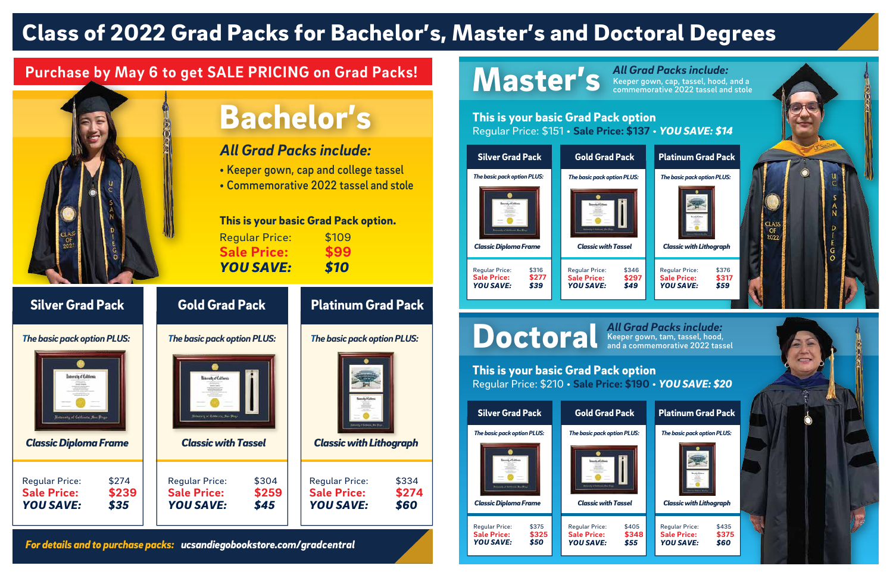# Class of 2022 Grad Packs for Bachelor's, Master's and Doctoral Degrees

**Purchase by May 6 to get SALE PRICING on Grad Packs!**

## Bachelor's

### *All Grad Packs include:*

- Keeper gown, cap and college tassel
- Commemorative 2022 tassel and stole

**This is your basic Grad Pack option.**

Regular Price: $109
**Sale Price: $99**
***YOU SAVE: $10***

| Silver Grad Pack | Gold Grad Pack | Platinum Grad Pack |
|---|---|---|
| *The basic pack option PLUS:* | *The basic pack option PLUS:* | *The basic pack option PLUS:* |
| *Classic Diploma Frame* | *Classic with Tassel* | *Classic with Lithograph* |
| Regular Price: $274 | Regular Price: $304 | Regular Price: $334 |
| **Sale Price: $239** | **Sale Price: $259** | **Sale Price: $274** |
| ***YOU SAVE: $35*** | ***YOU SAVE: $45*** | ***YOU SAVE: $60*** |

*For details and to purchase packs:* ***ucsandiegobookstore.com/gradcentral***

## Master's

*All Grad Packs include:* Keeper gown, cap, tassel, hood, and a commemorative 2022 tassel and stole

**This is your basic Grad Pack option**

Regular Price: $151 • **Sale Price: $137** • ***YOU SAVE: $14***

| Silver Grad Pack | Gold Grad Pack | Platinum Grad Pack |
|---|---|---|
| *The basic pack option PLUS:* | *The basic pack option PLUS:* | *The basic pack option PLUS:* |
| *Classic Diploma Frame* | *Classic with Tassel* | *Classic with Lithograph* |
| Regular Price: $316 | Regular Price: $346 | Regular Price: $376 |
| **Sale Price: $277** | **Sale Price: $297** | **Sale Price: $317** |
| ***YOU SAVE: $39*** | ***YOU SAVE: $49*** | ***YOU SAVE: $59*** |

## Doctoral

*All Grad Packs include:* Keeper gown, tam, tassel, hood, and a commemorative 2022 tassel

**This is your basic Grad Pack option**

Regular Price: $210 • **Sale Price: $190** • ***YOU SAVE: $20***

| Silver Grad Pack | Gold Grad Pack | Platinum Grad Pack |
|---|---|---|
| *The basic pack option PLUS:* | *The basic pack option PLUS:* | *The basic pack option PLUS:* |
| *Classic Diploma Frame* | *Classic with Tassel* | *Classic with Lithograph* |
| Regular Price: $375 | Regular Price: $405 | Regular Price: $435 |
| **Sale Price: $325** | **Sale Price: $348** | **Sale Price: $375** |
| ***YOU SAVE: $50*** | ***YOU SAVE: $55*** | ***YOU SAVE: $60*** |